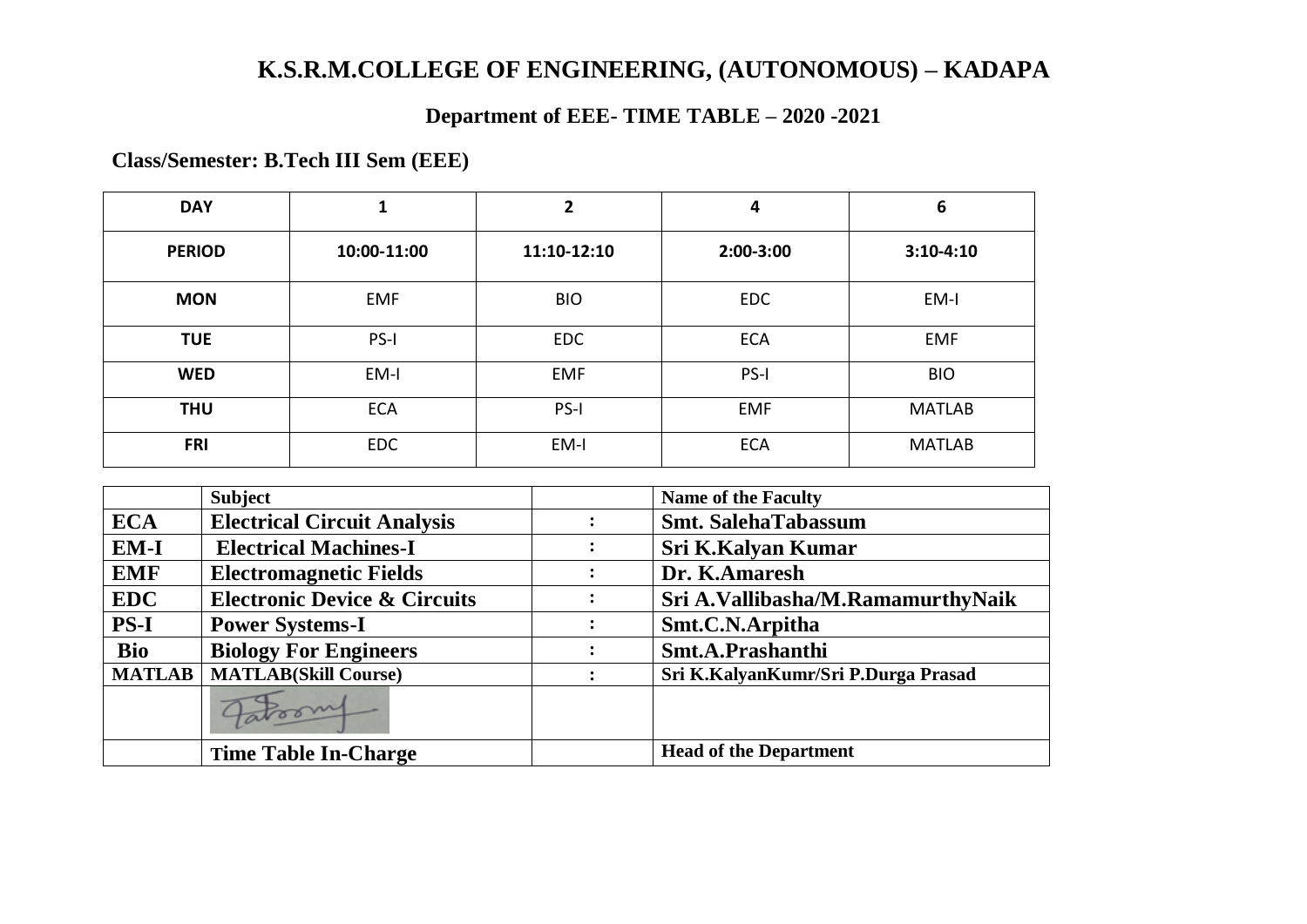# K.S.R.M.COLLEGE OF ENGINEERING, (AUTONOMOUS) – KADAPA

## Department of EEE- TIME TABLE – 2020 -2021

**Class/Semester: B.Tech III Sem (EEE)**

| DAY | 1 | 2 | 4 | 6 |
|---|---|---|---|---|
| **PERIOD** | **10:00-11:00** | **11:10-12:10** | **2:00-3:00** | **3:10-4:10** |
| **MON** | EMF | BIO | EDC | EM-I |
| **TUE** | PS-I | EDC | ECA | EMF |
| **WED** | EM-I | EMF | PS-I | BIO |
| **THU** | ECA | PS-I | EMF | MATLAB |
| **FRI** | EDC | EM-I | ECA | MATLAB |

| | Subject | | Name of the Faculty |
|---|---|---|---|
| **ECA** | **Electrical Circuit Analysis** | : | **Smt. SalehaTabassum** |
| **EM-I** | **Electrical Machines-I** | : | **Sri K.Kalyan Kumar** |
| **EMF** | **Electromagnetic Fields** | : | **Dr. K.Amaresh** |
| **EDC** | **Electronic Device & Circuits** | : | **Sri A.Vallibasha/M.RamamurthyNaik** |
| **PS-I** | **Power Systems-I** | : | **Smt.C.N.Arpitha** |
| **Bio** | **Biology For Engineers** | : | **Smt.A.Prashanthi** |
| **MATLAB** | **MATLAB(Skill Course)** | : | **Sri K.KalyanKumr/Sri P.Durga Prasad** |
| | | | |
| | **Time Table In-Charge** | | **Head of the Department** |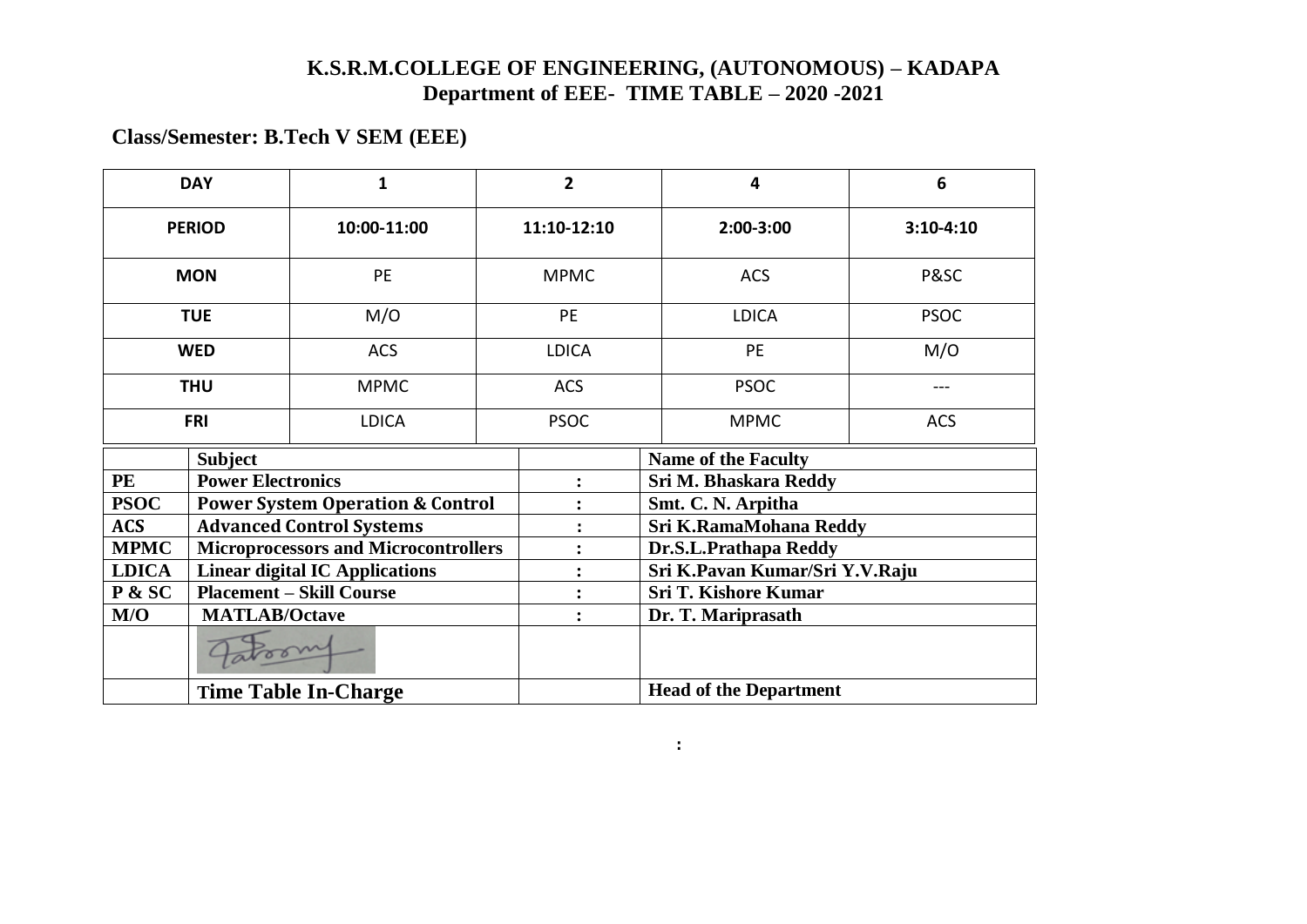# K.S.R.M.COLLEGE OF ENGINEERING, (AUTONOMOUS) – KADAPA
## Department of EEE- TIME TABLE – 2020 -2021

**Class/Semester: B.Tech V SEM (EEE)**

| DAY | 1 | 2 | 4 | 6 |
|---|---|---|---|---|
| PERIOD | 10:00-11:00 | 11:10-12:10 | 2:00-3:00 | 3:10-4:10 |
| MON | PE | MPMC | ACS | P&SC |
| TUE | M/O | PE | LDICA | PSOC |
| WED | ACS | LDICA | PE | M/O |
| THU | MPMC | ACS | PSOC | --- |
| FRI | LDICA | PSOC | MPMC | ACS |

| | Subject | | Name of the Faculty |
|---|---|---|---|
| PE | Power Electronics | : | Sri M. Bhaskara Reddy |
| PSOC | Power System Operation & Control | : | Smt. C. N. Arpitha |
| ACS | Advanced Control Systems | : | Sri K.RamaMohana Reddy |
| MPMC | Microprocessors and Microcontrollers | : | Dr.S.L.Prathapa Reddy |
| LDICA | Linear digital IC Applications | : | Sri K.Pavan Kumar/Sri Y.V.Raju |
| P & SC | Placement – Skill Course | : | Sri T. Kishore Kumar |
| M/O | MATLAB/Octave | : | Dr. T. Mariprasath |
| | | | |
| | Time Table In-Charge | | Head of the Department |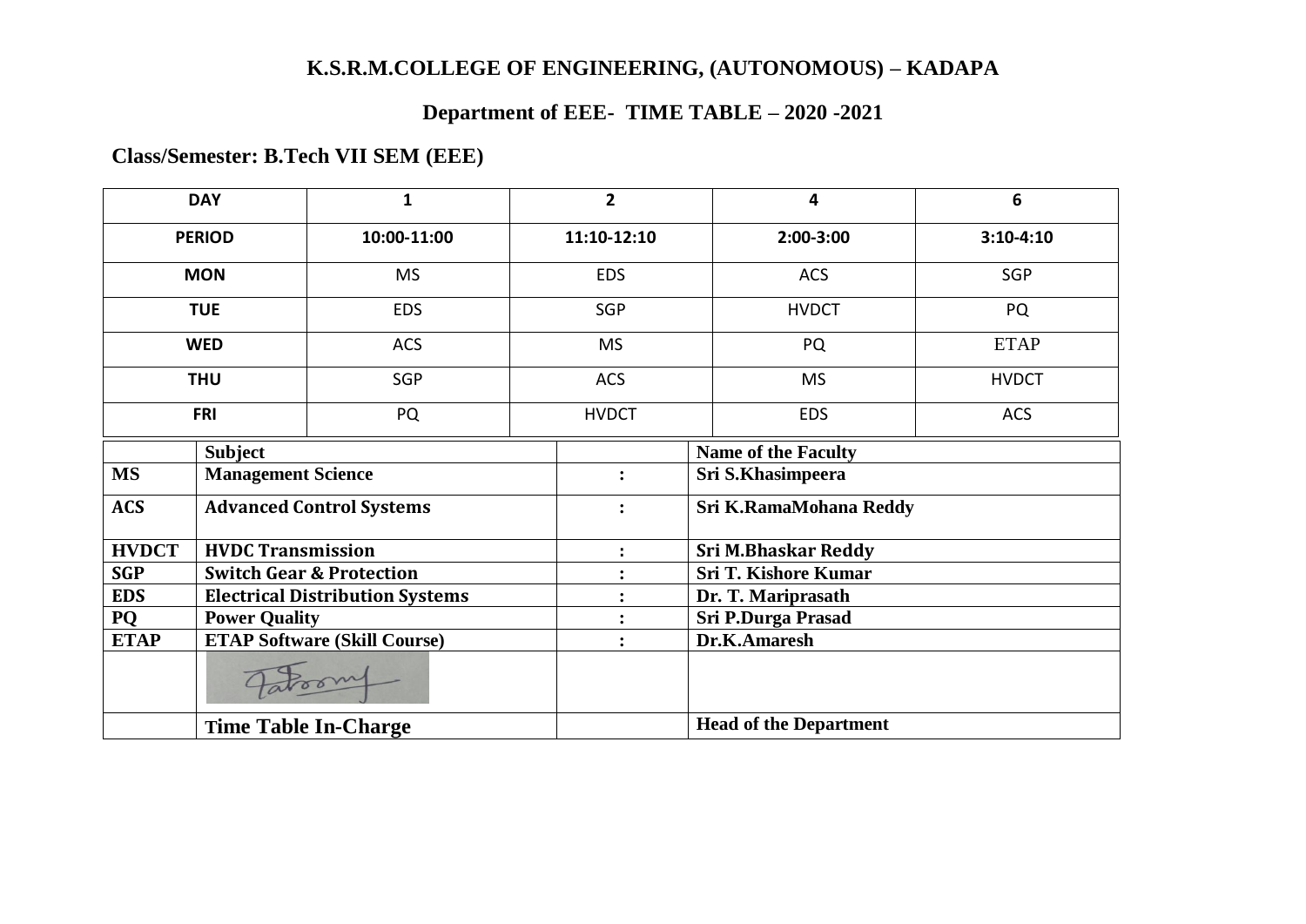# K.S.R.M.COLLEGE OF ENGINEERING, (AUTONOMOUS) – KADAPA

## Department of EEE- TIME TABLE – 2020 -2021

### Class/Semester: B.Tech VII SEM (EEE)

| DAY | 1 | 2 | 4 | 6 |
|---|---|---|---|---|
| PERIOD | 10:00-11:00 | 11:10-12:10 | 2:00-3:00 | 3:10-4:10 |
| MON | MS | EDS | ACS | SGP |
| TUE | EDS | SGP | HVDCT | PQ |
| WED | ACS | MS | PQ | ETAP |
| THU | SGP | ACS | MS | HVDCT |
| FRI | PQ | HVDCT | EDS | ACS |

| | Subject | | Name of the Faculty |
|---|---|---|---|
| **MS** | **Management Science** | : | **Sri S.Khasimpeera** |
| **ACS** | **Advanced Control Systems** | : | **Sri K.RamaMohana Reddy** |
| **HVDCT** | **HVDC Transmission** | : | **Sri M.Bhaskar Reddy** |
| **SGP** | **Switch Gear & Protection** | : | **Sri T. Kishore Kumar** |
| **EDS** | **Electrical Distribution Systems** | : | **Dr. T. Mariprasath** |
| **PQ** | **Power Quality** | : | **Sri P.Durga Prasad** |
| **ETAP** | **ETAP Software (Skill Course)** | : | **Dr.K.Amaresh** |
| | | | |
| | **Time Table In-Charge** | | **Head of the Department** |